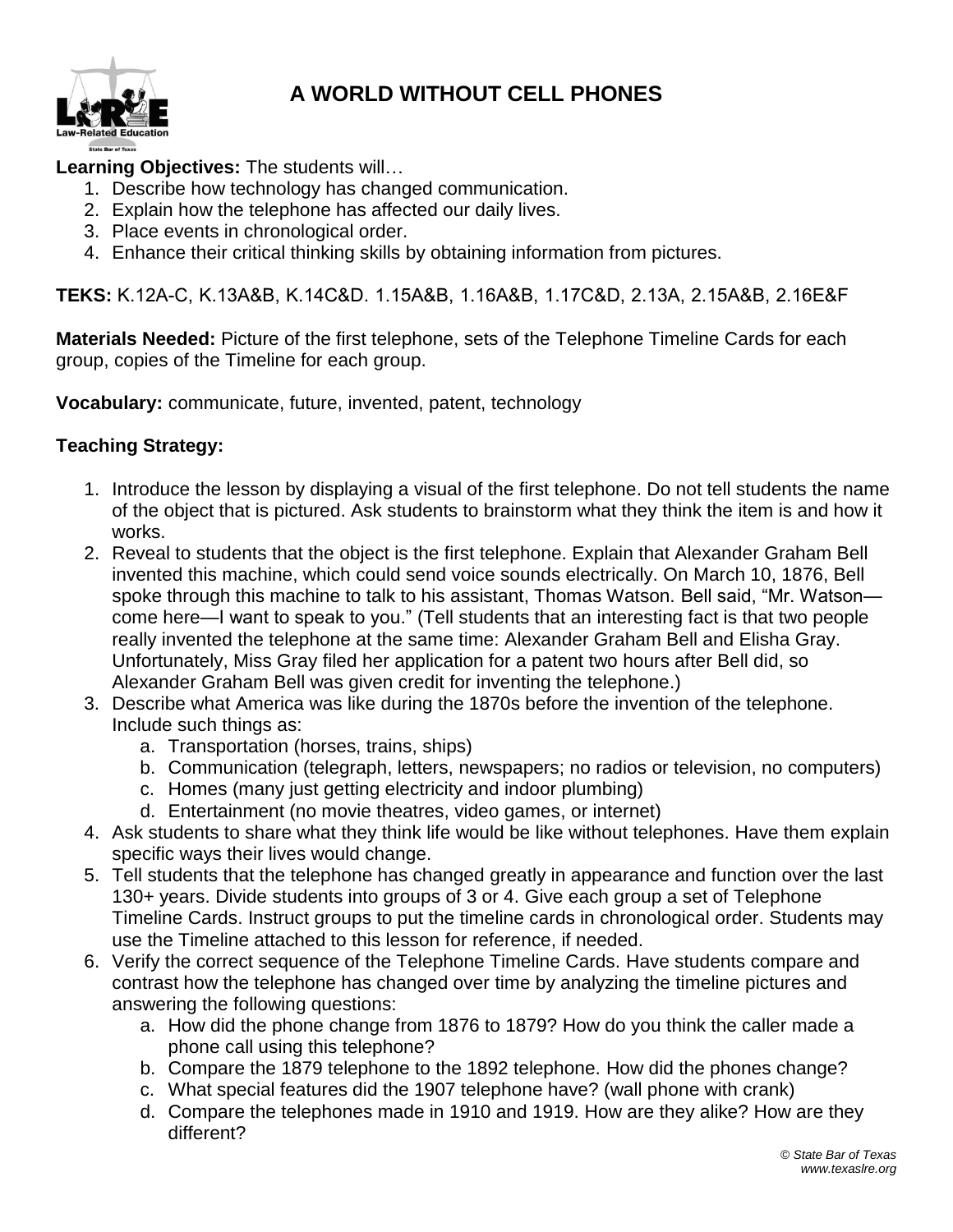# A WORLD WITHOUT CELL PHONES

**Learning Objectives:** The students will…

1. Describe how technology has changed communication.
2. Explain how the telephone has affected our daily lives.
3. Place events in chronological order.
4. Enhance their critical thinking skills by obtaining information from pictures.

**TEKS:** K.12A-C, K.13A&B, K.14C&D. 1.15A&B, 1.16A&B, 1.17C&D, 2.13A, 2.15A&B, 2.16E&F

**Materials Needed:** Picture of the first telephone, sets of the Telephone Timeline Cards for each group, copies of the Timeline for each group.

**Vocabulary:** communicate, future, invented, patent, technology

**Teaching Strategy:**

1. Introduce the lesson by displaying a visual of the first telephone. Do not tell students the name of the object that is pictured. Ask students to brainstorm what they think the item is and how it works.
2. Reveal to students that the object is the first telephone. Explain that Alexander Graham Bell invented this machine, which could send voice sounds electrically. On March 10, 1876, Bell spoke through this machine to talk to his assistant, Thomas Watson. Bell said, "Mr. Watson—come here—I want to speak to you." (Tell students that an interesting fact is that two people really invented the telephone at the same time: Alexander Graham Bell and Elisha Gray. Unfortunately, Miss Gray filed her application for a patent two hours after Bell did, so Alexander Graham Bell was given credit for inventing the telephone.)
3. Describe what America was like during the 1870s before the invention of the telephone. Include such things as:
   a. Transportation (horses, trains, ships)
   b. Communication (telegraph, letters, newspapers; no radios or television, no computers)
   c. Homes (many just getting electricity and indoor plumbing)
   d. Entertainment (no movie theatres, video games, or internet)
4. Ask students to share what they think life would be like without telephones. Have them explain specific ways their lives would change.
5. Tell students that the telephone has changed greatly in appearance and function over the last 130+ years. Divide students into groups of 3 or 4. Give each group a set of Telephone Timeline Cards. Instruct groups to put the timeline cards in chronological order. Students may use the Timeline attached to this lesson for reference, if needed.
6. Verify the correct sequence of the Telephone Timeline Cards. Have students compare and contrast how the telephone has changed over time by analyzing the timeline pictures and answering the following questions:
   a. How did the phone change from 1876 to 1879? How do you think the caller made a phone call using this telephone?
   b. Compare the 1879 telephone to the 1892 telephone. How did the phones change?
   c. What special features did the 1907 telephone have? (wall phone with crank)
   d. Compare the telephones made in 1910 and 1919. How are they alike? How are they different?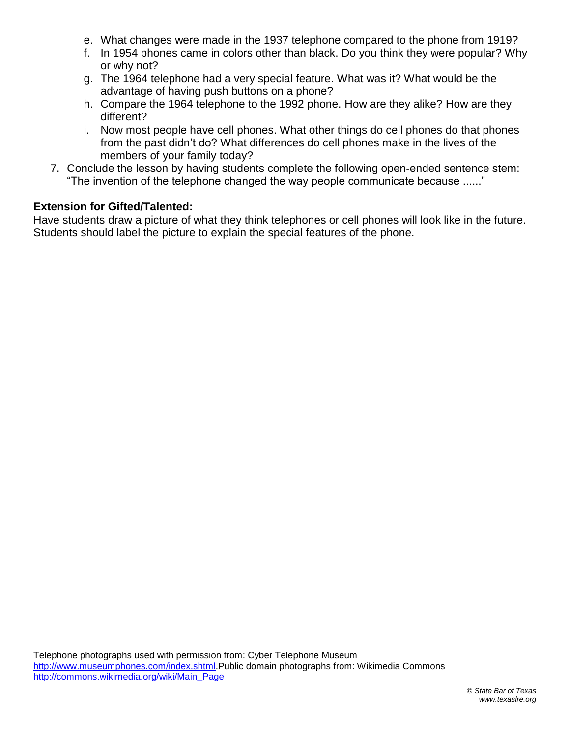e. What changes were made in the 1937 telephone compared to the phone from 1919?
   f. In 1954 phones came in colors other than black. Do you think they were popular? Why or why not?
   g. The 1964 telephone had a very special feature. What was it? What would be the advantage of having push buttons on a phone?
   h. Compare the 1964 telephone to the 1992 phone. How are they alike? How are they different?
   i. Now most people have cell phones. What other things do cell phones do that phones from the past didn't do? What differences do cell phones make in the lives of the members of your family today?

7. Conclude the lesson by having students complete the following open-ended sentence stem: "The invention of the telephone changed the way people communicate because ......"

**Extension for Gifted/Talented:**
Have students draw a picture of what they think telephones or cell phones will look like in the future. Students should label the picture to explain the special features of the phone.

Telephone photographs used with permission from: Cyber Telephone Museum
[http://www.museumphones.com/index.shtml](http://www.museumphones.com/index.shtml).Public domain photographs from: Wikimedia Commons
[http://commons.wikimedia.org/wiki/Main_Page](http://commons.wikimedia.org/wiki/Main_Page)

*© State Bar of Texas*
*www.texaslre.org*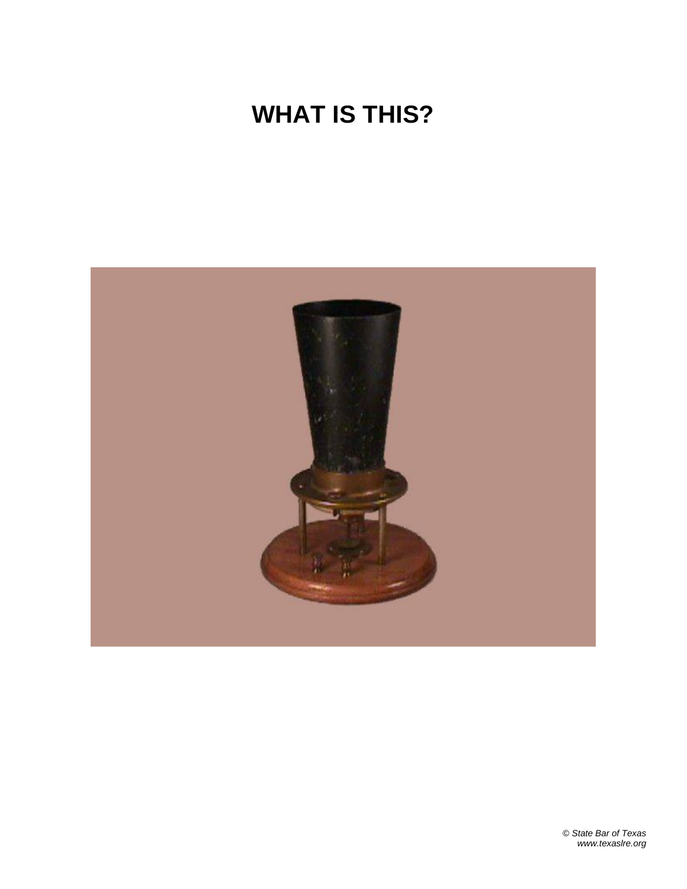# WHAT IS THIS?

© State Bar of Texas
www.texaslre.org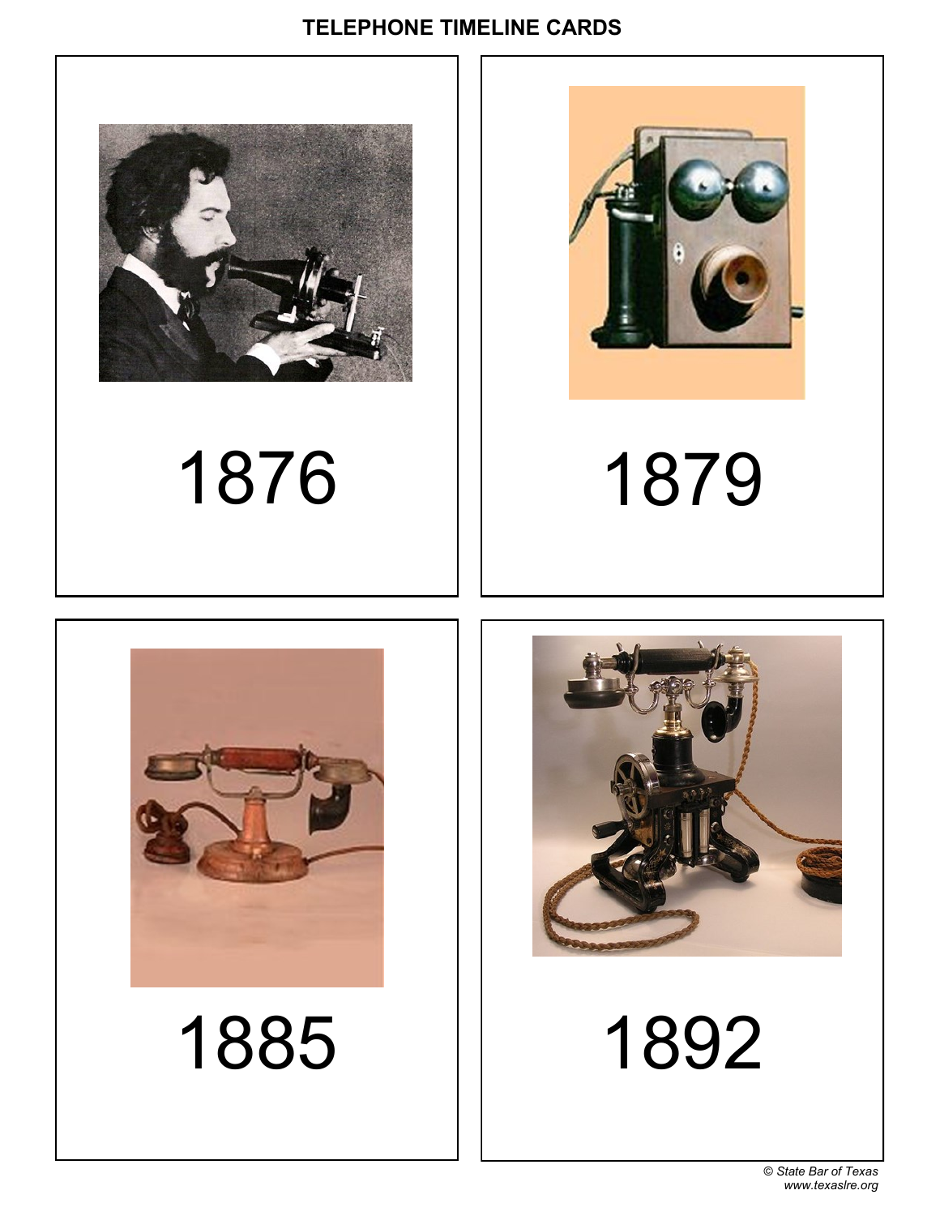# TELEPHONE TIMELINE CARDS

1876

1879

1885

1892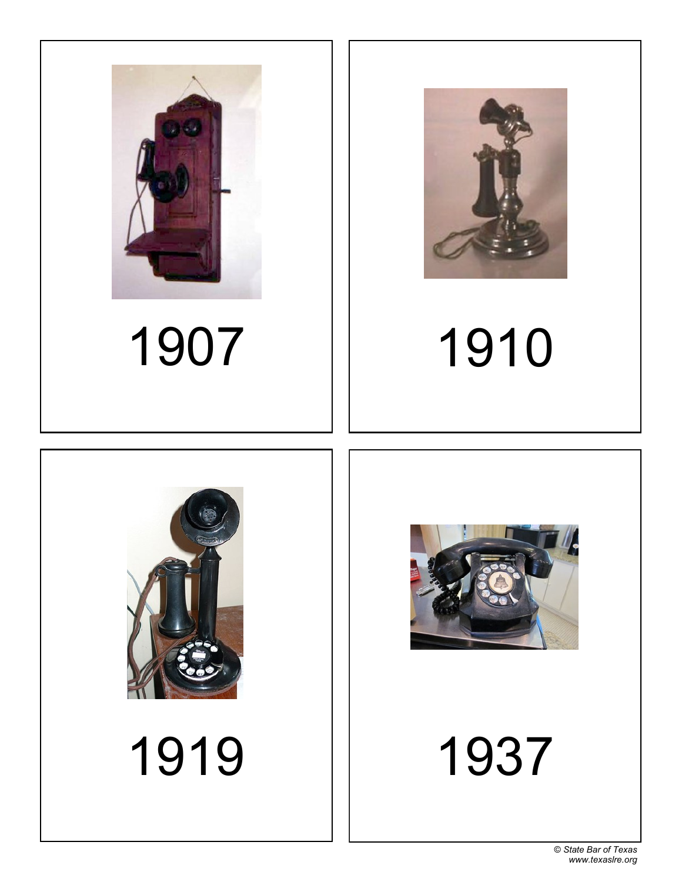1907

1910

1919

1937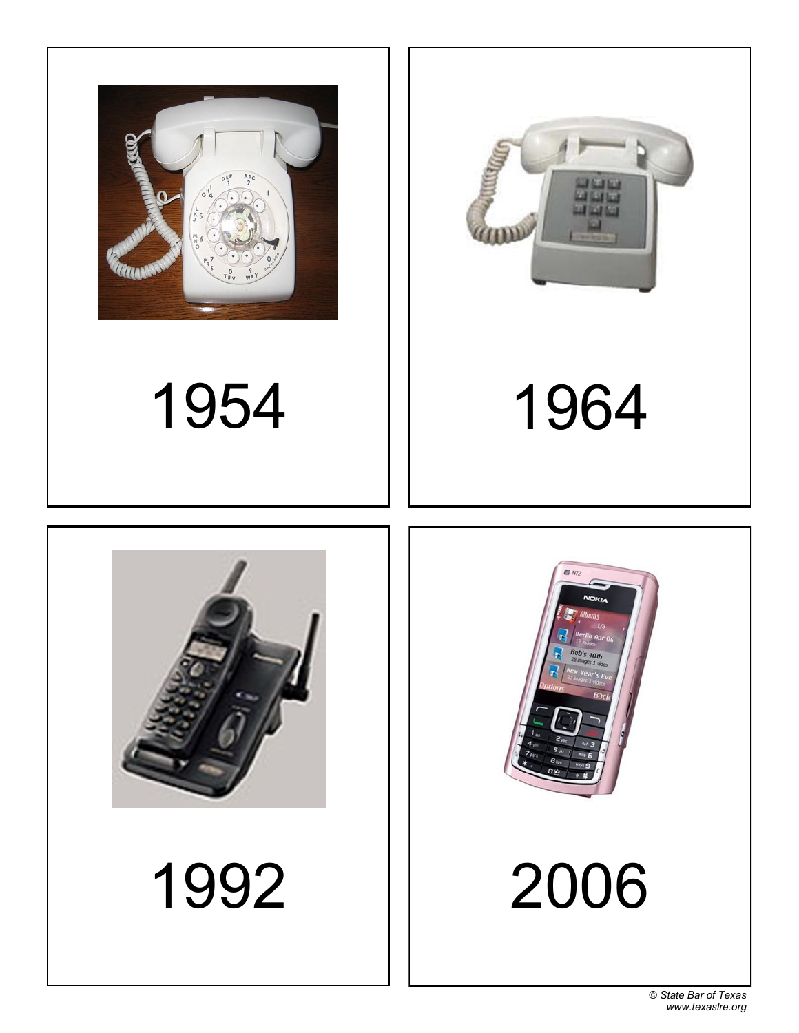1954

1964

1992

2006

© State Bar of Texas
www.texaslre.org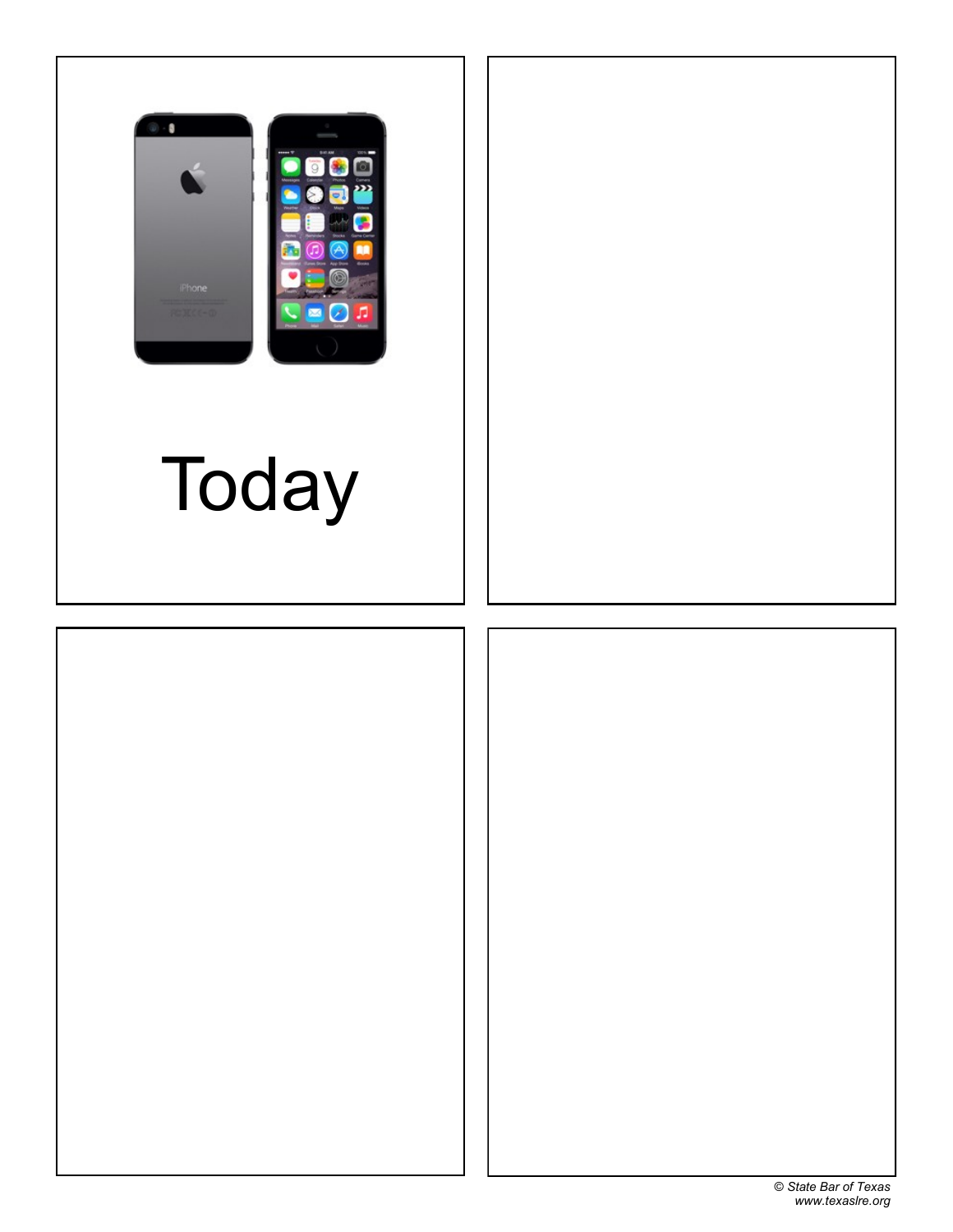Today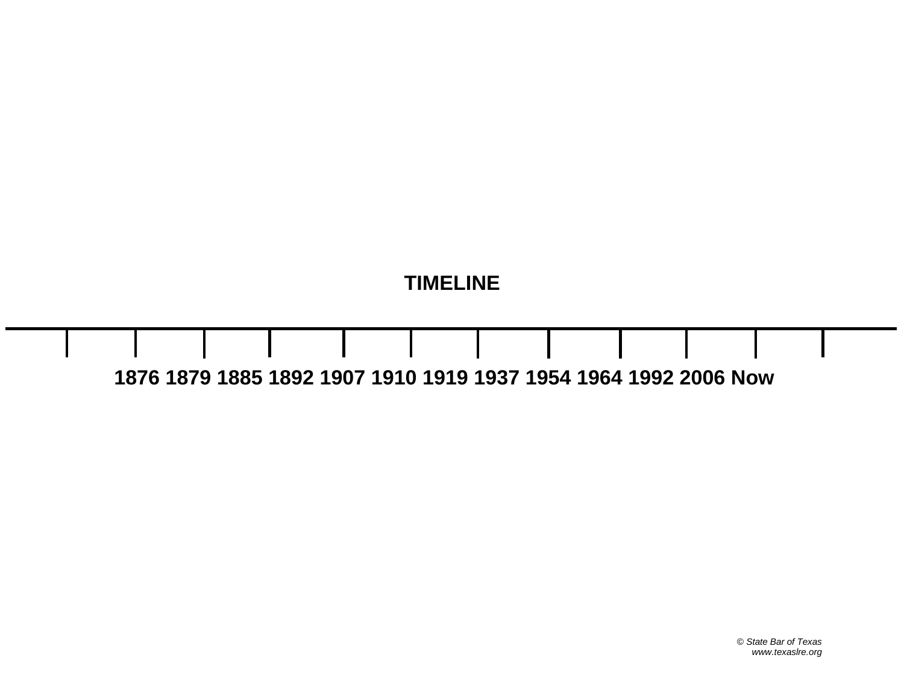**TIMELINE**

1876 1879 1885 1892 1907 1910 1919 1937 1954 1964 1992 2006 Now

*© State Bar of Texas*
*www.texaslre.org*